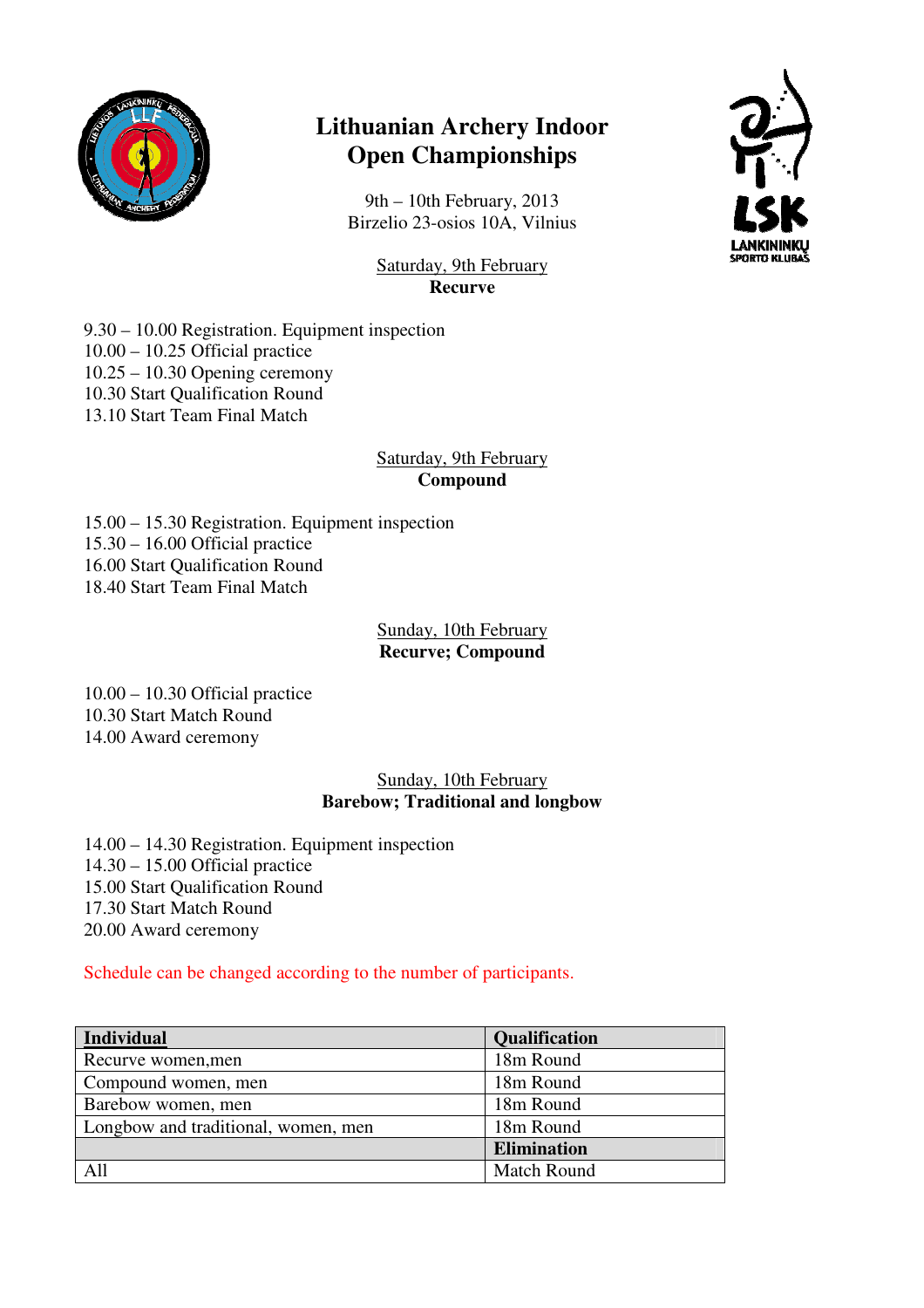# Lithuanian Archery Indoor Open Championships

9th – 10th February, 2013
Birzelio 23-osios 10A, Vilnius

Saturday, 9th February
**Recurve**

9.30 – 10.00 Registration. Equipment inspection
10.00 – 10.25 Official practice
10.25 – 10.30 Opening ceremony
10.30 Start Qualification Round
13.10 Start Team Final Match

Saturday, 9th February
**Compound**

15.00 – 15.30 Registration. Equipment inspection
15.30 – 16.00 Official practice
16.00 Start Qualification Round
18.40 Start Team Final Match

Sunday, 10th February
**Recurve; Compound**

10.00 – 10.30 Official practice
10.30 Start Match Round
14.00 Award ceremony

Sunday, 10th February
**Barebow; Traditional and longbow**

14.00 – 14.30 Registration. Equipment inspection
14.30 – 15.00 Official practice
15.00 Start Qualification Round
17.30 Start Match Round
20.00 Award ceremony

Schedule can be changed according to the number of participants.

| **Individual** | **Qualification** |
|---|---|
| Recurve women,men | 18m Round |
| Compound women, men | 18m Round |
| Barebow women, men | 18m Round |
| Longbow and traditional, women, men | 18m Round |
| | **Elimination** |
| All | Match Round |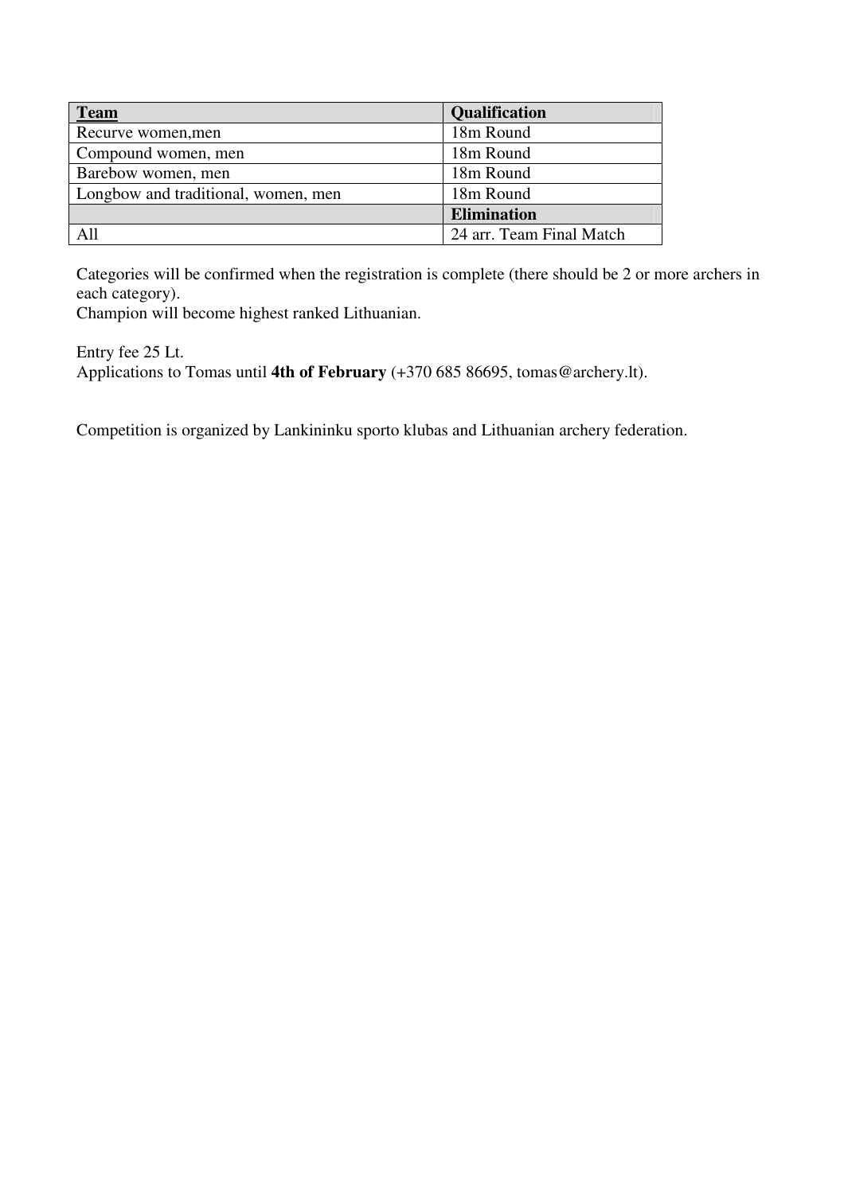| **Team** | **Qualification** |
| --- | --- |
| Recurve women,men | 18m Round |
| Compound women, men | 18m Round |
| Barebow women, men | 18m Round |
| Longbow and traditional, women, men | 18m Round |
| | **Elimination** |
| All | 24 arr. Team Final Match |

Categories will be confirmed when the registration is complete (there should be 2 or more archers in each category).
Champion will become highest ranked Lithuanian.

Entry fee 25 Lt.
Applications to Tomas until **4th of February** (+370 685 86695, tomas@archery.lt).

Competition is organized by Lankininku sporto klubas and Lithuanian archery federation.